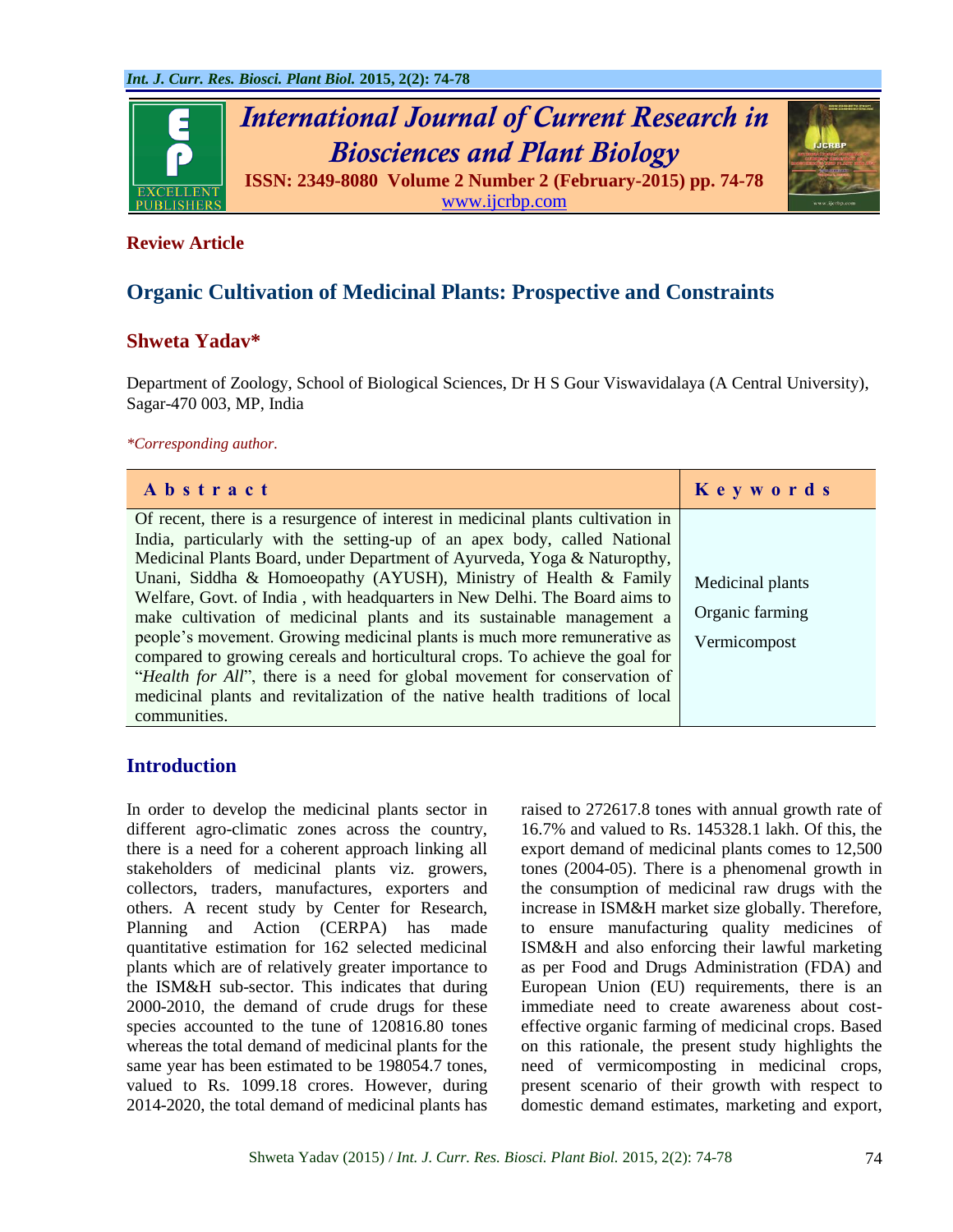**Review Article**

# Organic Cultivation of Medicinal Plants: Prospective and Constraints

## Shweta Yadav*

Department of Zoology, School of Biological Sciences, Dr H S Gour Viswavidalaya (A Central University), Sagar-470 003, MP, India

*\*Corresponding author.*

| Abstract | Keywords |
|---|---|
| Of recent, there is a resurgence of interest in medicinal plants cultivation in India, particularly with the setting-up of an apex body, called National Medicinal Plants Board, under Department of Ayurveda, Yoga & Naturopthy, Unani, Siddha & Homoeopathy (AYUSH), Ministry of Health & Family Welfare, Govt. of India , with headquarters in New Delhi. The Board aims to make cultivation of medicinal plants and its sustainable management a people's movement. Growing medicinal plants is much more remunerative as compared to growing cereals and horticultural crops. To achieve the goal for "*Health for All*", there is a need for global movement for conservation of medicinal plants and revitalization of the native health traditions of local communities. | Medicinal plants<br>Organic farming<br>Vermicompost |

## Introduction

In order to develop the medicinal plants sector in different agro-climatic zones across the country, there is a need for a coherent approach linking all stakeholders of medicinal plants viz. growers, collectors, traders, manufactures, exporters and others. A recent study by Center for Research, Planning and Action (CERPA) has made quantitative estimation for 162 selected medicinal plants which are of relatively greater importance to the ISM&H sub-sector. This indicates that during 2000-2010, the demand of crude drugs for these species accounted to the tune of 120816.80 tones whereas the total demand of medicinal plants for the same year has been estimated to be 198054.7 tones, valued to Rs. 1099.18 crores. However, during 2014-2020, the total demand of medicinal plants has raised to 272617.8 tones with annual growth rate of 16.7% and valued to Rs. 145328.1 lakh. Of this, the export demand of medicinal plants comes to 12,500 tones (2004-05). There is a phenomenal growth in the consumption of medicinal raw drugs with the increase in ISM&H market size globally. Therefore, to ensure manufacturing quality medicines of ISM&H and also enforcing their lawful marketing as per Food and Drugs Administration (FDA) and European Union (EU) requirements, there is an immediate need to create awareness about cost-effective organic farming of medicinal crops. Based on this rationale, the present study highlights the need of vermicomposting in medicinal crops, present scenario of their growth with respect to domestic demand estimates, marketing and export,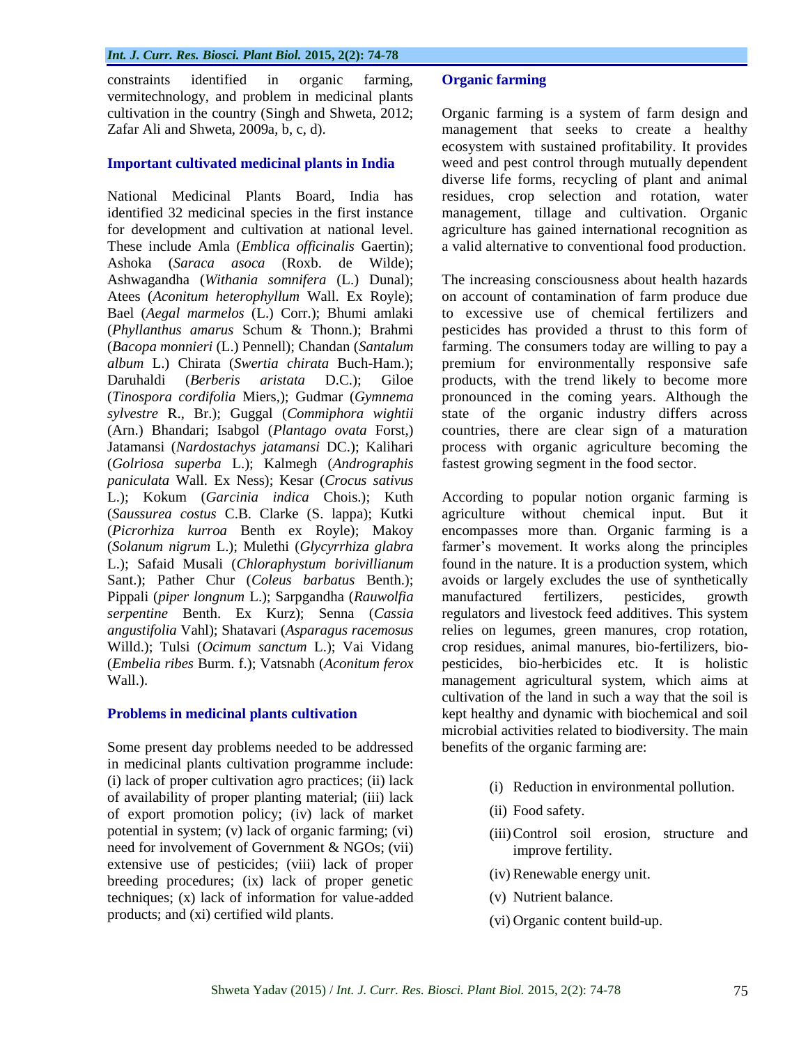constraints identified in organic farming, vermitechnology, and problem in medicinal plants cultivation in the country (Singh and Shweta, 2012; Zafar Ali and Shweta, 2009a, b, c, d).

## Important cultivated medicinal plants in India

National Medicinal Plants Board, India has identified 32 medicinal species in the first instance for development and cultivation at national level. These include Amla (*Emblica officinalis* Gaertin); Ashoka (*Saraca asoca* (Roxb. de Wilde); Ashwagandha (*Withania somnifera* (L.) Dunal); Atees (*Aconitum heterophyllum* Wall. Ex Royle); Bael (*Aegal marmelos* (L.) Corr.); Bhumi amlaki (*Phyllanthus amarus* Schum & Thonn.); Brahmi (*Bacopa monnieri* (L.) Pennell); Chandan (*Santalum album* L.) Chirata (*Swertia chirata* Buch-Ham.); Daruhaldi (*Berberis aristata* D.C.); Giloe (*Tinospora cordifolia* Miers,); Gudmar (*Gymnema sylvestre* R., Br.); Guggal (*Commiphora wightii* (Arn.) Bhandari; Isabgol (*Plantago ovata* Forst,) Jatamansi (*Nardostachys jatamansi* DC.); Kalihari (*Golriosa superba* L.); Kalmegh (*Andrographis paniculata* Wall. Ex Ness); Kesar (*Crocus sativus* L.); Kokum (*Garcinia indica* Chois.); Kuth (*Saussurea costus* C.B. Clarke (S. lappa); Kutki (*Picrorhiza kurroa* Benth ex Royle); Makoy (*Solanum nigrum* L.); Mulethi (*Glycyrrhiza glabra* L.); Safaid Musali (*Chloraphystum borivillianum* Sant.); Pather Chur (*Coleus barbatus* Benth.); Pippali (*piper longnum* L.); Sarpgandha (*Rauwolfia serpentine* Benth. Ex Kurz); Senna (*Cassia angustifolia* Vahl); Shatavari (*Asparagus racemosus* Willd.); Tulsi (*Ocimum sanctum* L.); Vai Vidang (*Embelia ribes* Burm. f.); Vatsnabh (*Aconitum ferox* Wall.).

## Problems in medicinal plants cultivation

Some present day problems needed to be addressed in medicinal plants cultivation programme include: (i) lack of proper cultivation agro practices; (ii) lack of availability of proper planting material; (iii) lack of export promotion policy; (iv) lack of market potential in system; (v) lack of organic farming; (vi) need for involvement of Government & NGOs; (vii) extensive use of pesticides; (viii) lack of proper breeding procedures; (ix) lack of proper genetic techniques; (x) lack of information for value-added products; and (xi) certified wild plants.

## Organic farming

Organic farming is a system of farm design and management that seeks to create a healthy ecosystem with sustained profitability. It provides weed and pest control through mutually dependent diverse life forms, recycling of plant and animal residues, crop selection and rotation, water management, tillage and cultivation. Organic agriculture has gained international recognition as a valid alternative to conventional food production.

The increasing consciousness about health hazards on account of contamination of farm produce due to excessive use of chemical fertilizers and pesticides has provided a thrust to this form of farming. The consumers today are willing to pay a premium for environmentally responsive safe products, with the trend likely to become more pronounced in the coming years. Although the state of the organic industry differs across countries, there are clear sign of a maturation process with organic agriculture becoming the fastest growing segment in the food sector.

According to popular notion organic farming is agriculture without chemical input. But it encompasses more than. Organic farming is a farmer's movement. It works along the principles found in the nature. It is a production system, which avoids or largely excludes the use of synthetically manufactured fertilizers, pesticides, growth regulators and livestock feed additives. This system relies on legumes, green manures, crop rotation, crop residues, animal manures, bio-fertilizers, bio-pesticides, bio-herbicides etc. It is holistic management agricultural system, which aims at cultivation of the land in such a way that the soil is kept healthy and dynamic with biochemical and soil microbial activities related to biodiversity. The main benefits of the organic farming are:

(i) Reduction in environmental pollution.
(ii) Food safety.
(iii) Control soil erosion, structure and improve fertility.
(iv) Renewable energy unit.
(v) Nutrient balance.
(vi) Organic content build-up.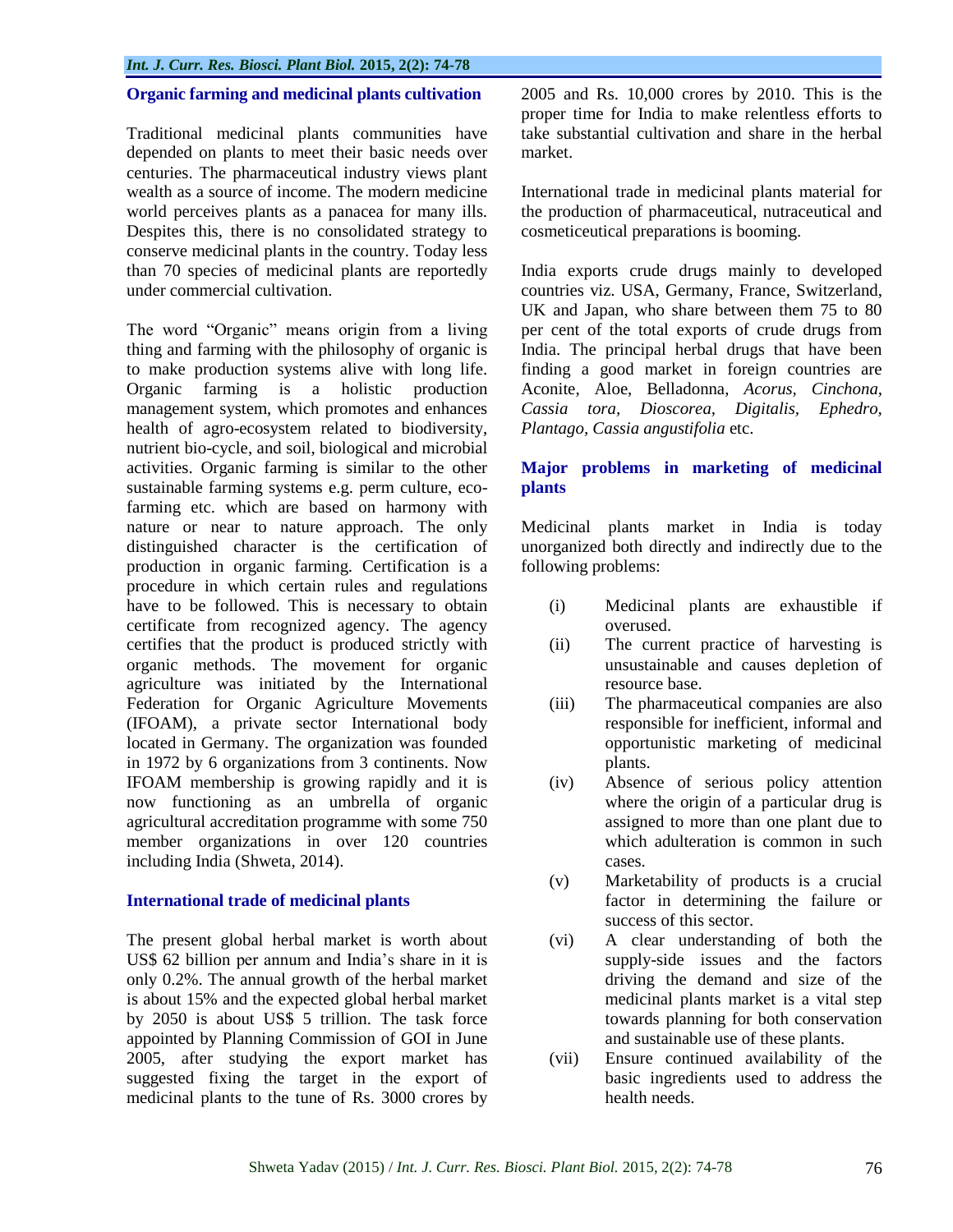## Organic farming and medicinal plants cultivation

Traditional medicinal plants communities have depended on plants to meet their basic needs over centuries. The pharmaceutical industry views plant wealth as a source of income. The modern medicine world perceives plants as a panacea for many ills. Despites this, there is no consolidated strategy to conserve medicinal plants in the country. Today less than 70 species of medicinal plants are reportedly under commercial cultivation.

The word "Organic" means origin from a living thing and farming with the philosophy of organic is to make production systems alive with long life. Organic farming is a holistic production management system, which promotes and enhances health of agro-ecosystem related to biodiversity, nutrient bio-cycle, and soil, biological and microbial activities. Organic farming is similar to the other sustainable farming systems e.g. perm culture, eco-farming etc. which are based on harmony with nature or near to nature approach. The only distinguished character is the certification of production in organic farming. Certification is a procedure in which certain rules and regulations have to be followed. This is necessary to obtain certificate from recognized agency. The agency certifies that the product is produced strictly with organic methods. The movement for organic agriculture was initiated by the International Federation for Organic Agriculture Movements (IFOAM), a private sector International body located in Germany. The organization was founded in 1972 by 6 organizations from 3 continents. Now IFOAM membership is growing rapidly and it is now functioning as an umbrella of organic agricultural accreditation programme with some 750 member organizations in over 120 countries including India (Shweta, 2014).

## International trade of medicinal plants

The present global herbal market is worth about US$ 62 billion per annum and India's share in it is only 0.2%. The annual growth of the herbal market is about 15% and the expected global herbal market by 2050 is about US$ 5 trillion. The task force appointed by Planning Commission of GOI in June 2005, after studying the export market has suggested fixing the target in the export of medicinal plants to the tune of Rs. 3000 crores by 2005 and Rs. 10,000 crores by 2010. This is the proper time for India to make relentless efforts to take substantial cultivation and share in the herbal market.

International trade in medicinal plants material for the production of pharmaceutical, nutraceutical and cosmeticeutical preparations is booming.

India exports crude drugs mainly to developed countries viz. USA, Germany, France, Switzerland, UK and Japan, who share between them 75 to 80 per cent of the total exports of crude drugs from India. The principal herbal drugs that have been finding a good market in foreign countries are Aconite, Aloe, Belladonna, *Acorus, Cinchona, Cassia tora, Dioscorea, Digitalis, Ephedro, Plantago, Cassia angustifolia* etc.

## Major problems in marketing of medicinal plants

Medicinal plants market in India is today unorganized both directly and indirectly due to the following problems:

(i) Medicinal plants are exhaustible if overused.

(ii) The current practice of harvesting is unsustainable and causes depletion of resource base.

(iii) The pharmaceutical companies are also responsible for inefficient, informal and opportunistic marketing of medicinal plants.

(iv) Absence of serious policy attention where the origin of a particular drug is assigned to more than one plant due to which adulteration is common in such cases.

(v) Marketability of products is a crucial factor in determining the failure or success of this sector.

(vi) A clear understanding of both the supply-side issues and the factors driving the demand and size of the medicinal plants market is a vital step towards planning for both conservation and sustainable use of these plants.

(vii) Ensure continued availability of the basic ingredients used to address the health needs.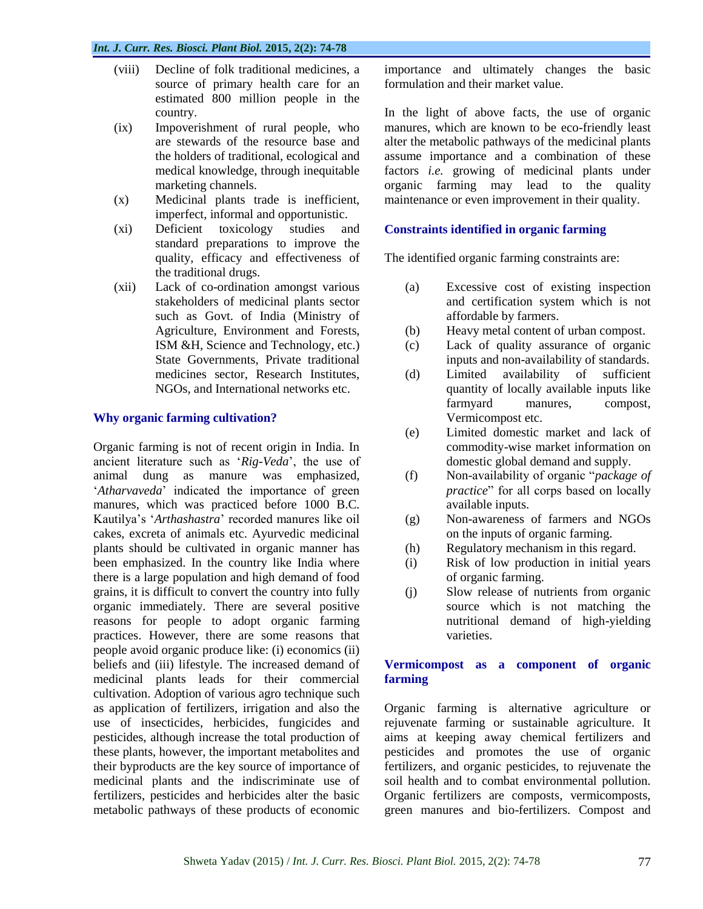(viii) Decline of folk traditional medicines, a source of primary health care for an estimated 800 million people in the country.

(ix) Impoverishment of rural people, who are stewards of the resource base and the holders of traditional, ecological and medical knowledge, through inequitable marketing channels.

(x) Medicinal plants trade is inefficient, imperfect, informal and opportunistic.

(xi) Deficient toxicology studies and standard preparations to improve the quality, efficacy and effectiveness of the traditional drugs.

(xii) Lack of co-ordination amongst various stakeholders of medicinal plants sector such as Govt. of India (Ministry of Agriculture, Environment and Forests, ISM &H, Science and Technology, etc.) State Governments, Private traditional medicines sector, Research Institutes, NGOs, and International networks etc.

## Why organic farming cultivation?

Organic farming is not of recent origin in India. In ancient literature such as '*Rig-Veda*', the use of animal dung as manure was emphasized, '*Atharvaveda*' indicated the importance of green manures, which was practiced before 1000 B.C. Kautilya's '*Arthashastra*' recorded manures like oil cakes, excreta of animals etc. Ayurvedic medicinal plants should be cultivated in organic manner has been emphasized. In the country like India where there is a large population and high demand of food grains, it is difficult to convert the country into fully organic immediately. There are several positive reasons for people to adopt organic farming practices. However, there are some reasons that people avoid organic produce like: (i) economics (ii) beliefs and (iii) lifestyle. The increased demand of medicinal plants leads for their commercial cultivation. Adoption of various agro technique such as application of fertilizers, irrigation and also the use of insecticides, herbicides, fungicides and pesticides, although increase the total production of these plants, however, the important metabolites and their byproducts are the key source of importance of medicinal plants and the indiscriminate use of fertilizers, pesticides and herbicides alter the basic metabolic pathways of these products of economic importance and ultimately changes the basic formulation and their market value.

In the light of above facts, the use of organic manures, which are known to be eco-friendly least alter the metabolic pathways of the medicinal plants assume importance and a combination of these factors *i.e.* growing of medicinal plants under organic farming may lead to the quality maintenance or even improvement in their quality.

## Constraints identified in organic farming

The identified organic farming constraints are:

(a) Excessive cost of existing inspection and certification system which is not affordable by farmers.

(b) Heavy metal content of urban compost.

(c) Lack of quality assurance of organic inputs and non-availability of standards.

(d) Limited availability of sufficient quantity of locally available inputs like farmyard manures, compost, Vermicompost etc.

(e) Limited domestic market and lack of commodity-wise market information on domestic global demand and supply.

(f) Non-availability of organic "*package of practice*" for all corps based on locally available inputs.

(g) Non-awareness of farmers and NGOs on the inputs of organic farming.

(h) Regulatory mechanism in this regard.

(i) Risk of low production in initial years of organic farming.

(j) Slow release of nutrients from organic source which is not matching the nutritional demand of high-yielding varieties.

## Vermicompost as a component of organic farming

Organic farming is alternative agriculture or rejuvenate farming or sustainable agriculture. It aims at keeping away chemical fertilizers and pesticides and promotes the use of organic fertilizers, and organic pesticides, to rejuvenate the soil health and to combat environmental pollution. Organic fertilizers are composts, vermicomposts, green manures and bio-fertilizers. Compost and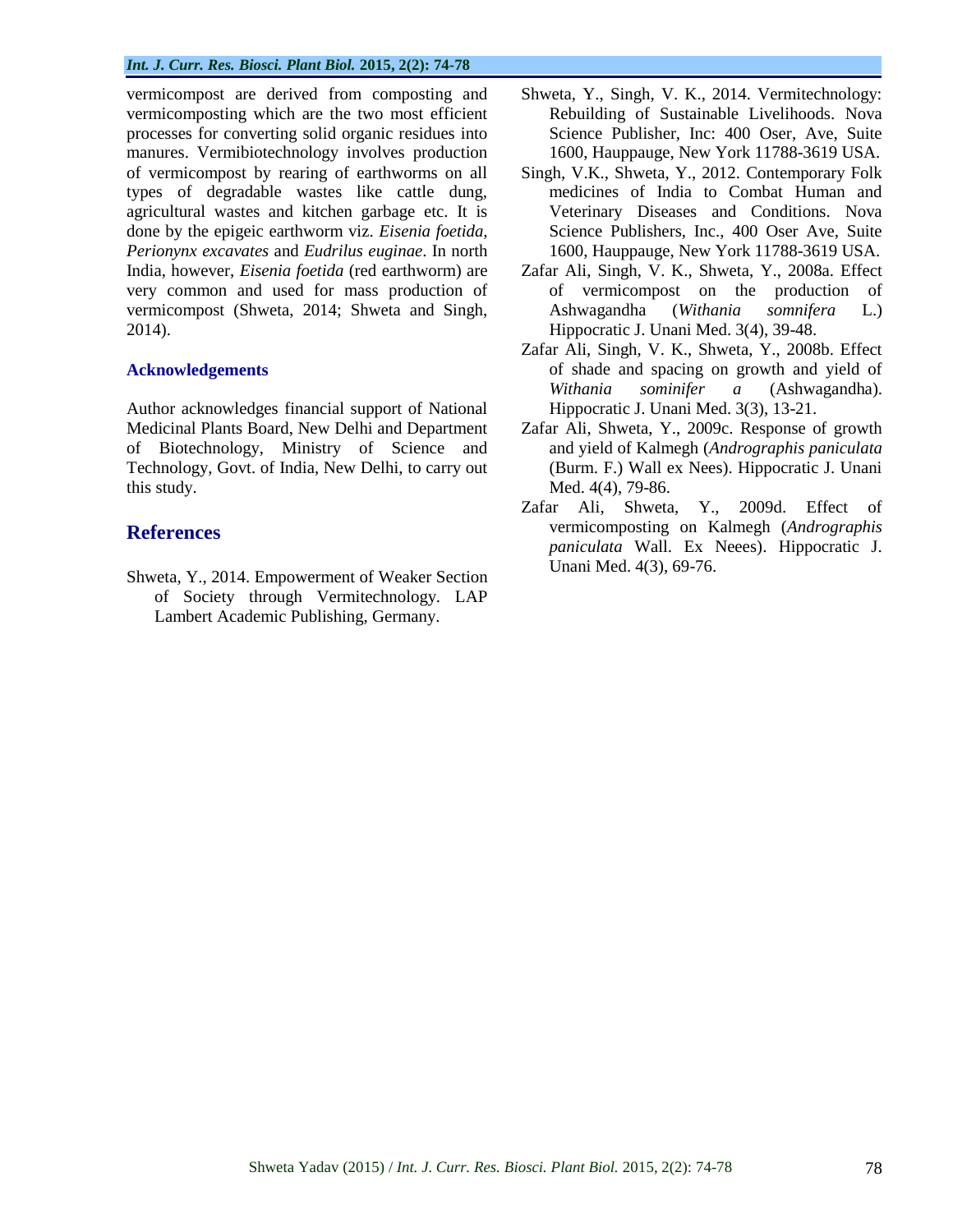vermicompost are derived from composting and vermicomposting which are the two most efficient processes for converting solid organic residues into manures. Vermibiotechnology involves production of vermicompost by rearing of earthworms on all types of degradable wastes like cattle dung, agricultural wastes and kitchen garbage etc. It is done by the epigeic earthworm viz. *Eisenia foetida, Perionynx excavates* and *Eudrilus euginae*. In north India, however, *Eisenia foetida* (red earthworm) are very common and used for mass production of vermicompost (Shweta, 2014; Shweta and Singh, 2014).

### Acknowledgements

Author acknowledges financial support of National Medicinal Plants Board, New Delhi and Department of Biotechnology, Ministry of Science and Technology, Govt. of India, New Delhi, to carry out this study.

## References

Shweta, Y., 2014. Empowerment of Weaker Section of Society through Vermitechnology. LAP Lambert Academic Publishing, Germany.

Shweta, Y., Singh, V. K., 2014. Vermitechnology: Rebuilding of Sustainable Livelihoods. Nova Science Publisher, Inc: 400 Oser, Ave, Suite 1600, Hauppauge, New York 11788-3619 USA.

Singh, V.K., Shweta, Y., 2012. Contemporary Folk medicines of India to Combat Human and Veterinary Diseases and Conditions. Nova Science Publishers, Inc., 400 Oser Ave, Suite 1600, Hauppauge, New York 11788-3619 USA.

Zafar Ali, Singh, V. K., Shweta, Y., 2008a. Effect of vermicompost on the production of Ashwagandha (*Withania somnifera* L.) Hippocratic J. Unani Med. 3(4), 39-48.

Zafar Ali, Singh, V. K., Shweta, Y., 2008b. Effect of shade and spacing on growth and yield of *Withania sominifer a* (Ashwagandha). Hippocratic J. Unani Med. 3(3), 13-21.

Zafar Ali, Shweta, Y., 2009c. Response of growth and yield of Kalmegh (*Andrographis paniculata* (Burm. F.) Wall ex Nees). Hippocratic J. Unani Med. 4(4), 79-86.

Zafar Ali, Shweta, Y., 2009d. Effect of vermicomposting on Kalmegh (*Andrographis paniculata* Wall. Ex Neees). Hippocratic J. Unani Med. 4(3), 69-76.